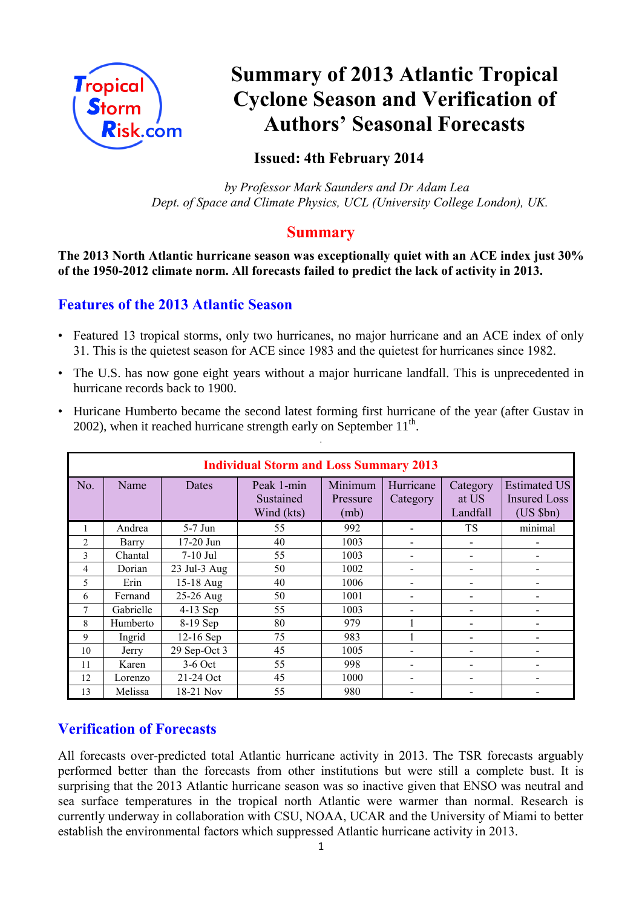Tropical Storm Risk.com

# Summary of 2013 Atlantic Tropical Cyclone Season and Verification of Authors' Seasonal Forecasts

**Issued: 4th February 2014**

*by Professor Mark Saunders and Dr Adam Lea*
*Dept. of Space and Climate Physics, UCL (University College London), UK.*

## Summary

**The 2013 North Atlantic hurricane season was exceptionally quiet with an ACE index just 30% of the 1950-2012 climate norm. All forecasts failed to predict the lack of activity in 2013.**

## Features of the 2013 Atlantic Season

- Featured 13 tropical storms, only two hurricanes, no major hurricane and an ACE index of only 31. This is the quietest season for ACE since 1983 and the quietest for hurricanes since 1982.
- The U.S. has now gone eight years without a major hurricane landfall. This is unprecedented in hurricane records back to 1900.
- Huricane Humberto became the second latest forming first hurricane of the year (after Gustav in 2002), when it reached hurricane strength early on September 11th.

| Individual Storm and Loss Summary 2013 | | | | | | | |
|---|---|---|---|---|---|---|---|
| No. | Name | Dates | Peak 1-min Sustained Wind (kts) | Minimum Pressure (mb) | Hurricane Category | Category at US Landfall | Estimated US Insured Loss (US $bn) |
| 1 | Andrea | 5-7 Jun | 55 | 992 | - | TS | minimal |
| 2 | Barry | 17-20 Jun | 40 | 1003 | - | - | - |
| 3 | Chantal | 7-10 Jul | 55 | 1003 | - | - | - |
| 4 | Dorian | 23 Jul-3 Aug | 50 | 1002 | - | - | - |
| 5 | Erin | 15-18 Aug | 40 | 1006 | - | - | - |
| 6 | Fernand | 25-26 Aug | 50 | 1001 | - | - | - |
| 7 | Gabrielle | 4-13 Sep | 55 | 1003 | - | - | - |
| 8 | Humberto | 8-19 Sep | 80 | 979 | 1 | - | - |
| 9 | Ingrid | 12-16 Sep | 75 | 983 | 1 | - | - |
| 10 | Jerry | 29 Sep-Oct 3 | 45 | 1005 | - | - | - |
| 11 | Karen | 3-6 Oct | 55 | 998 | - | - | - |
| 12 | Lorenzo | 21-24 Oct | 45 | 1000 | - | - | - |
| 13 | Melissa | 18-21 Nov | 55 | 980 | - | - | - |

## Verification of Forecasts

All forecasts over-predicted total Atlantic hurricane activity in 2013. The TSR forecasts arguably performed better than the forecasts from other institutions but were still a complete bust. It is surprising that the 2013 Atlantic hurricane season was so inactive given that ENSO was neutral and sea surface temperatures in the tropical north Atlantic were warmer than normal. Research is currently underway in collaboration with CSU, NOAA, UCAR and the University of Miami to better establish the environmental factors which suppressed Atlantic hurricane activity in 2013.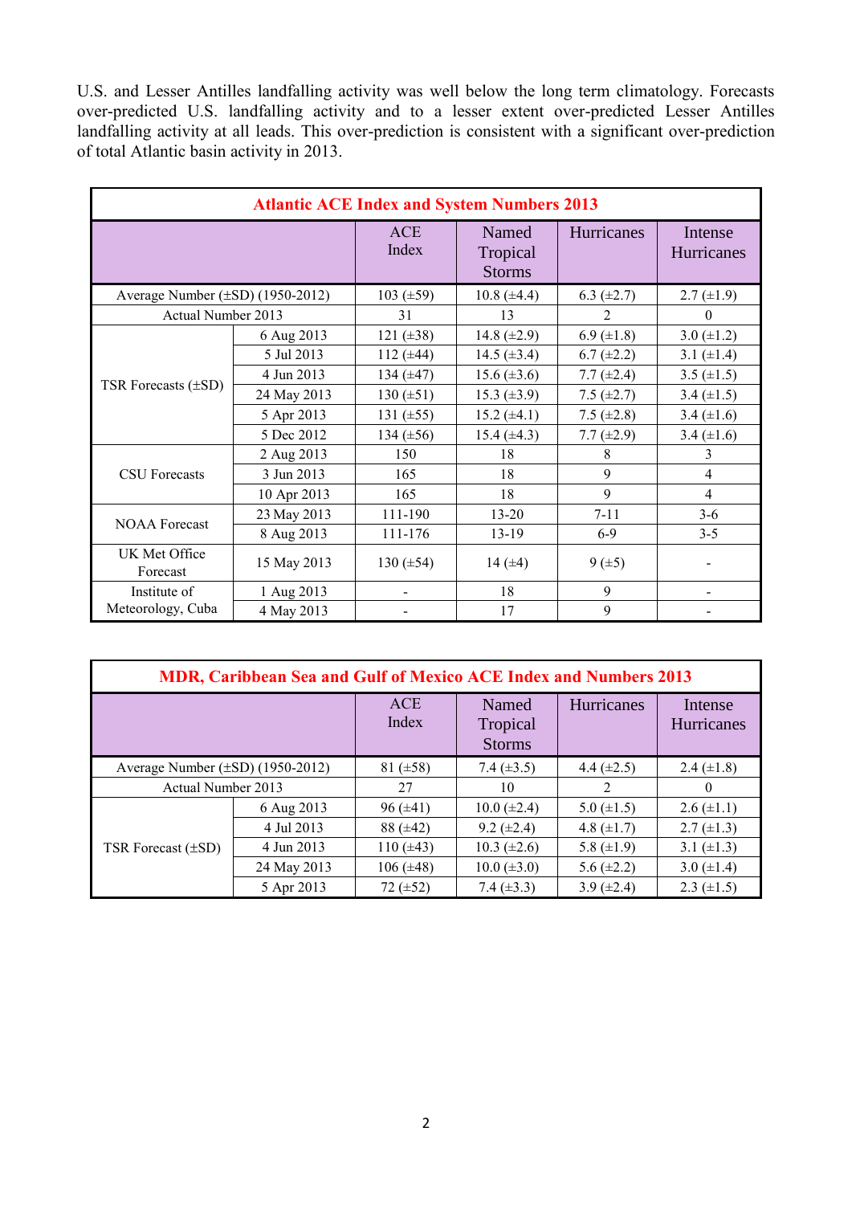U.S. and Lesser Antilles landfalling activity was well below the long term climatology. Forecasts over-predicted U.S. landfalling activity and to a lesser extent over-predicted Lesser Antilles landfalling activity at all leads. This over-prediction is consistent with a significant over-prediction of total Atlantic basin activity in 2013.

| **Atlantic ACE Index and System Numbers 2013** | | | | | |
|---|---|---|---|---|---|
| | | ACE Index | Named Tropical Storms | Hurricanes | Intense Hurricanes |
| Average Number (±SD) (1950-2012) | | 103 (±59) | 10.8 (±4.4) | 6.3 (±2.7) | 2.7 (±1.9) |
| Actual Number 2013 | | 31 | 13 | 2 | 0 |
| TSR Forecasts (±SD) | 6 Aug 2013 | 121 (±38) | 14.8 (±2.9) | 6.9 (±1.8) | 3.0 (±1.2) |
| | 5 Jul 2013 | 112 (±44) | 14.5 (±3.4) | 6.7 (±2.2) | 3.1 (±1.4) |
| | 4 Jun 2013 | 134 (±47) | 15.6 (±3.6) | 7.7 (±2.4) | 3.5 (±1.5) |
| | 24 May 2013 | 130 (±51) | 15.3 (±3.9) | 7.5 (±2.7) | 3.4 (±1.5) |
| | 5 Apr 2013 | 131 (±55) | 15.2 (±4.1) | 7.5 (±2.8) | 3.4 (±1.6) |
| | 5 Dec 2012 | 134 (±56) | 15.4 (±4.3) | 7.7 (±2.9) | 3.4 (±1.6) |
| CSU Forecasts | 2 Aug 2013 | 150 | 18 | 8 | 3 |
| | 3 Jun 2013 | 165 | 18 | 9 | 4 |
| | 10 Apr 2013 | 165 | 18 | 9 | 4 |
| NOAA Forecast | 23 May 2013 | 111-190 | 13-20 | 7-11 | 3-6 |
| | 8 Aug 2013 | 111-176 | 13-19 | 6-9 | 3-5 |
| UK Met Office Forecast | 15 May 2013 | 130 (±54) | 14 (±4) | 9 (±5) | - |
| Institute of Meteorology, Cuba | 1 Aug 2013 | - | 18 | 9 | - |
| | 4 May 2013 | - | 17 | 9 | - |

| **MDR, Caribbean Sea and Gulf of Mexico ACE Index and Numbers 2013** | | | | | |
|---|---|---|---|---|---|
| | | ACE Index | Named Tropical Storms | Hurricanes | Intense Hurricanes |
| Average Number (±SD) (1950-2012) | | 81 (±58) | 7.4 (±3.5) | 4.4 (±2.5) | 2.4 (±1.8) |
| Actual Number 2013 | | 27 | 10 | 2 | 0 |
| TSR Forecast (±SD) | 6 Aug 2013 | 96 (±41) | 10.0 (±2.4) | 5.0 (±1.5) | 2.6 (±1.1) |
| | 4 Jul 2013 | 88 (±42) | 9.2 (±2.4) | 4.8 (±1.7) | 2.7 (±1.3) |
| | 4 Jun 2013 | 110 (±43) | 10.3 (±2.6) | 5.8 (±1.9) | 3.1 (±1.3) |
| | 24 May 2013 | 106 (±48) | 10.0 (±3.0) | 5.6 (±2.2) | 3.0 (±1.4) |
| | 5 Apr 2013 | 72 (±52) | 7.4 (±3.3) | 3.9 (±2.4) | 2.3 (±1.5) |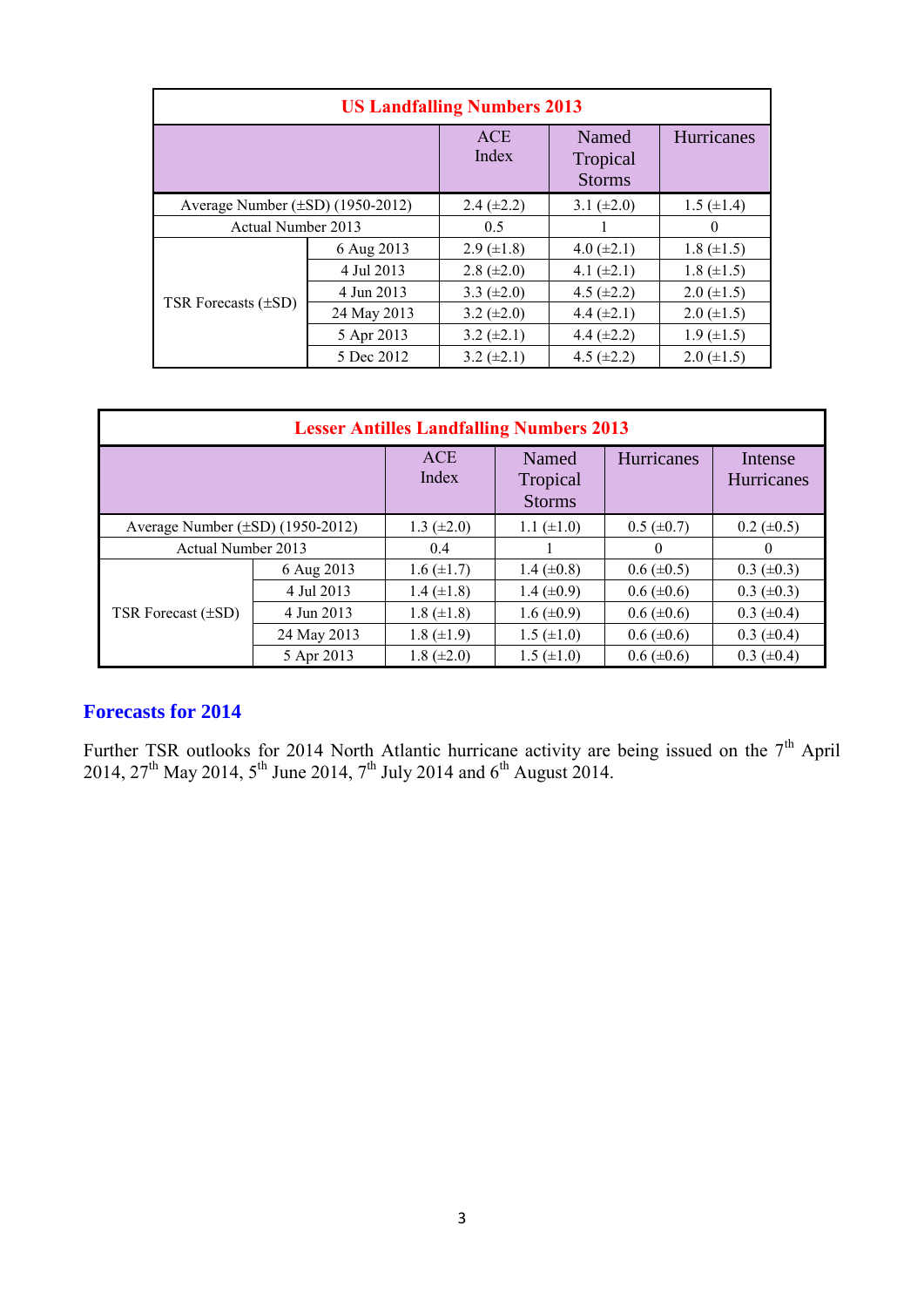| US Landfalling Numbers 2013 | | | | |
|---|---|---|---|---|
| | | ACE Index | Named Tropical Storms | Hurricanes |
| Average Number (±SD) (1950-2012) | | 2.4 (±2.2) | 3.1 (±2.0) | 1.5 (±1.4) |
| Actual Number 2013 | | 0.5 | 1 | 0 |
| TSR Forecasts (±SD) | 6 Aug 2013 | 2.9 (±1.8) | 4.0 (±2.1) | 1.8 (±1.5) |
| | 4 Jul 2013 | 2.8 (±2.0) | 4.1 (±2.1) | 1.8 (±1.5) |
| | 4 Jun 2013 | 3.3 (±2.0) | 4.5 (±2.2) | 2.0 (±1.5) |
| | 24 May 2013 | 3.2 (±2.0) | 4.4 (±2.1) | 2.0 (±1.5) |
| | 5 Apr 2013 | 3.2 (±2.1) | 4.4 (±2.2) | 1.9 (±1.5) |
| | 5 Dec 2012 | 3.2 (±2.1) | 4.5 (±2.2) | 2.0 (±1.5) |

| Lesser Antilles Landfalling Numbers 2013 | | | | | |
|---|---|---|---|---|---|
| | | ACE Index | Named Tropical Storms | Hurricanes | Intense Hurricanes |
| Average Number (±SD) (1950-2012) | | 1.3 (±2.0) | 1.1 (±1.0) | 0.5 (±0.7) | 0.2 (±0.5) |
| Actual Number 2013 | | 0.4 | 1 | 0 | 0 |
| TSR Forecast (±SD) | 6 Aug 2013 | 1.6 (±1.7) | 1.4 (±0.8) | 0.6 (±0.5) | 0.3 (±0.3) |
| | 4 Jul 2013 | 1.4 (±1.8) | 1.4 (±0.9) | 0.6 (±0.6) | 0.3 (±0.3) |
| | 4 Jun 2013 | 1.8 (±1.8) | 1.6 (±0.9) | 0.6 (±0.6) | 0.3 (±0.4) |
| | 24 May 2013 | 1.8 (±1.9) | 1.5 (±1.0) | 0.6 (±0.6) | 0.3 (±0.4) |
| | 5 Apr 2013 | 1.8 (±2.0) | 1.5 (±1.0) | 0.6 (±0.6) | 0.3 (±0.4) |

## Forecasts for 2014

Further TSR outlooks for 2014 North Atlantic hurricane activity are being issued on the 7th April 2014, 27th May 2014, 5th June 2014, 7th July 2014 and 6th August 2014.